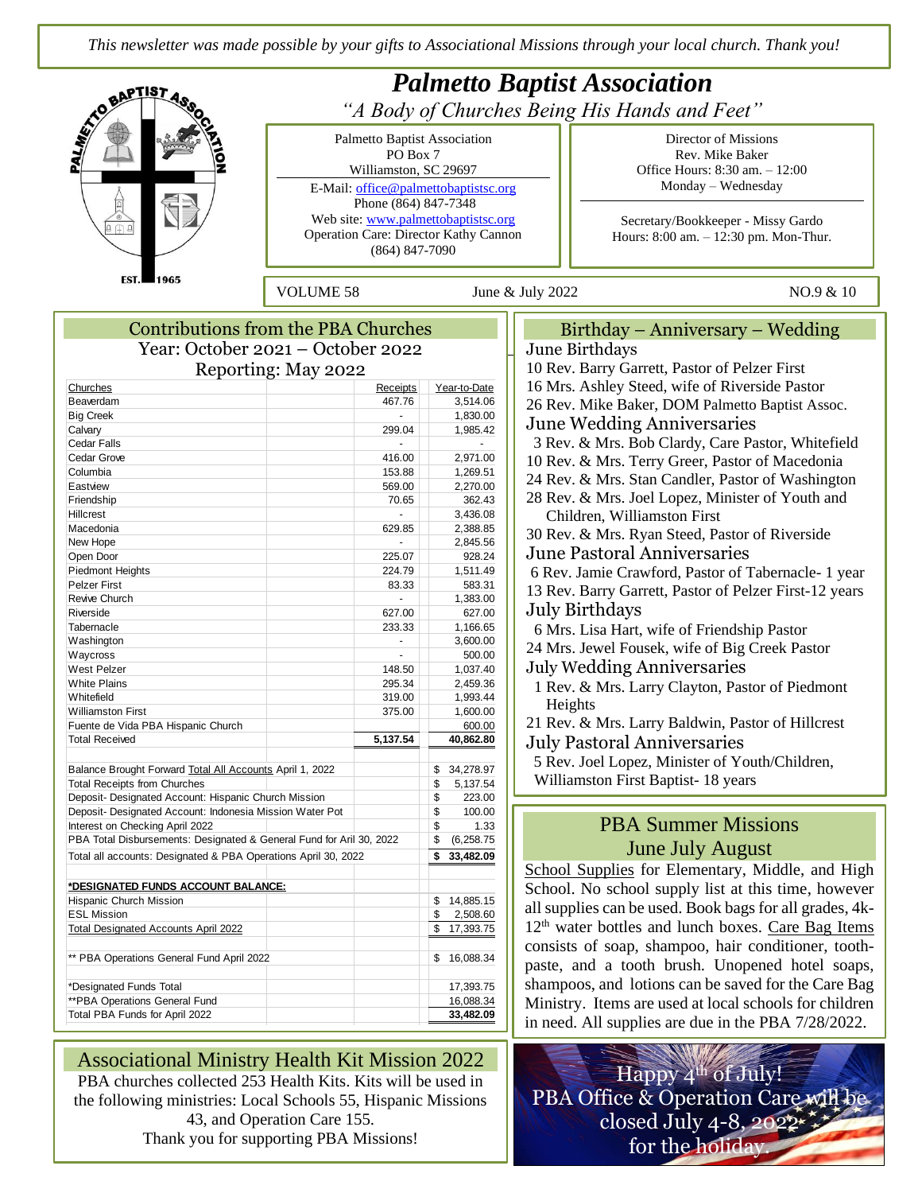*This newsletter was made possible by your gifts to Associational Missions through your local church. Thank you!*

# Palmetto Baptist Association

*"A Body of Churches Being His Hands and Feet"*

Palmetto Baptist Association
PO Box 7
Williamston, SC 29697
E-Mail: office@palmettobaptistsc.org
Phone (864) 847-7348
Web site: www.palmettobaptistsc.org
Operation Care: Director Kathy Cannon
(864) 847-7090

Director of Missions
Rev. Mike Baker
Office Hours: 8:30 am. – 12:00
Monday – Wednesday

Secretary/Bookkeeper - Missy Gardo
Hours: 8:00 am. – 12:30 pm. Mon-Thur.

VOLUME 58 — June & July 2022 — NO.9 & 10

## Contributions from the PBA Churches

Year: October 2021 – October 2022

Reporting: May 2022

| Churches | Receipts | Year-to-Date |
|---|---|---|
| Beaverdam | 467.76 | 3,514.06 |
| Big Creek | - | 1,830.00 |
| Calvary | 299.04 | 1,985.42 |
| Cedar Falls | - | - |
| Cedar Grove | 416.00 | 2,971.00 |
| Columbia | 153.88 | 1,269.51 |
| Eastview | 569.00 | 2,270.00 |
| Friendship | 70.65 | 362.43 |
| Hillcrest | - | 3,436.08 |
| Macedonia | 629.85 | 2,388.85 |
| New Hope | - | 2,845.56 |
| Open Door | 225.07 | 928.24 |
| Piedmont Heights | 224.79 | 1,511.49 |
| Pelzer First | 83.33 | 583.31 |
| Revive Church | - | 1,383.00 |
| Riverside | 627.00 | 627.00 |
| Tabernacle | 233.33 | 1,166.65 |
| Washington | - | 3,600.00 |
| Waycross | - | 500.00 |
| West Pelzer | 148.50 | 1,037.40 |
| White Plains | 295.34 | 2,459.36 |
| Whitefield | 319.00 | 1,993.44 |
| Williamston First | 375.00 | 1,600.00 |
| Fuente de Vida PBA Hispanic Church | | 600.00 |
| Total Received | 5,137.54 | 40,862.80 |

| | |
|---|---|
| Balance Brought Forward Total All Accounts April 1, 2022 | $ 34,278.97 |
| Total Receipts from Churches | $ 5,137.54 |
| Deposit- Designated Account: Hispanic Church Mission | $ 223.00 |
| Deposit- Designated Account: Indonesia Mission Water Pot | $ 100.00 |
| Interest on Checking April 2022 | $ 1.33 |
| PBA Total Disbursements: Designated & General Fund for Aril 30, 2022 | $ (6,258.75 |
| Total all accounts: Designated & PBA Operations April 30, 2022 | $ 33,482.09 |
| **\*DESIGNATED FUNDS ACCOUNT BALANCE:** | |
| Hispanic Church Mission | $ 14,885.15 |
| ESL Mission | $ 2,508.60 |
| Total Designated Accounts April 2022 | $ 17,393.75 |
| \*\* PBA Operations General Fund April 2022 | $ 16,088.34 |
| \*Designated Funds Total | 17,393.75 |
| \*\*PBA Operations General Fund | 16,088.34 |
| Total PBA Funds for April 2022 | 33,482.09 |

## Associational Ministry Health Kit Mission 2022

PBA churches collected 253 Health Kits. Kits will be used in the following ministries: Local Schools 55, Hispanic Missions 43, and Operation Care 155.

Thank you for supporting PBA Missions!

## Birthday – Anniversary – Wedding

### June Birthdays

10 Rev. Barry Garrett, Pastor of Pelzer First
16 Mrs. Ashley Steed, wife of Riverside Pastor
26 Rev. Mike Baker, DOM Palmetto Baptist Assoc.

### June Wedding Anniversaries

3 Rev. & Mrs. Bob Clardy, Care Pastor, Whitefield
10 Rev. & Mrs. Terry Greer, Pastor of Macedonia
24 Rev. & Mrs. Stan Candler, Pastor of Washington
28 Rev. & Mrs. Joel Lopez, Minister of Youth and Children, Williamston First
30 Rev. & Mrs. Ryan Steed, Pastor of Riverside

### June Pastoral Anniversaries

6 Rev. Jamie Crawford, Pastor of Tabernacle- 1 year
13 Rev. Barry Garrett, Pastor of Pelzer First-12 years

### July Birthdays

6 Mrs. Lisa Hart, wife of Friendship Pastor
24 Mrs. Jewel Fousek, wife of Big Creek Pastor

### July Wedding Anniversaries

1 Rev. & Mrs. Larry Clayton, Pastor of Piedmont Heights
21 Rev. & Mrs. Larry Baldwin, Pastor of Hillcrest

### July Pastoral Anniversaries

5 Rev. Joel Lopez, Minister of Youth/Children, Williamston First Baptist- 18 years

## PBA Summer Missions June July August

School Supplies for Elementary, Middle, and High School. No school supply list at this time, however all supplies can be used. Book bags for all grades, 4k-12th water bottles and lunch boxes. Care Bag Items consists of soap, shampoo, hair conditioner, tooth-paste, and a tooth brush. Unopened hotel soaps, shampoos, and lotions can be saved for the Care Bag Ministry. Items are used at local schools for children in need. All supplies are due in the PBA 7/28/2022.

Happy 4th of July!
PBA Office & Operation Care will be closed July 4-8, 2022 for the holiday.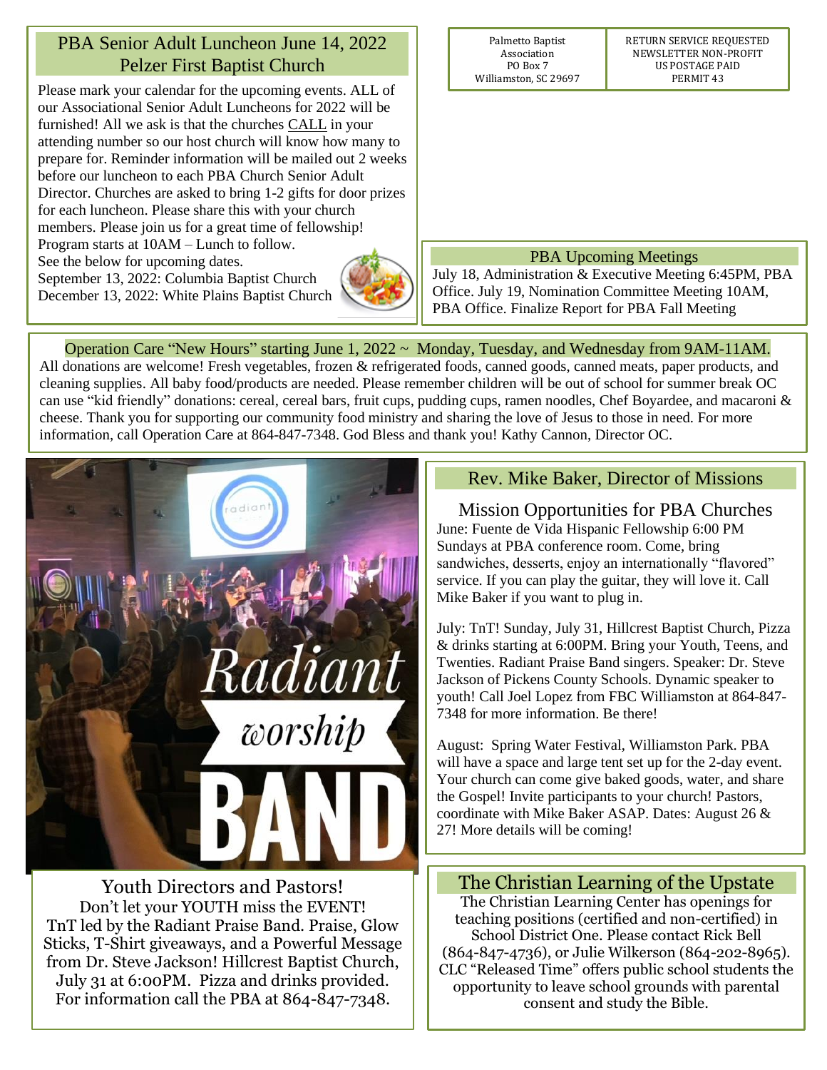## PBA Senior Adult Luncheon June 14, 2022 Pelzer First Baptist Church

Please mark your calendar for the upcoming events. ALL of our Associational Senior Adult Luncheons for 2022 will be furnished! All we ask is that the churches CALL in your attending number so our host church will know how many to prepare for. Reminder information will be mailed out 2 weeks before our luncheon to each PBA Church Senior Adult Director. Churches are asked to bring 1-2 gifts for door prizes for each luncheon. Please share this with your church members. Please join us for a great time of fellowship! Program starts at 10AM – Lunch to follow.
See the below for upcoming dates.
September 13, 2022: Columbia Baptist Church
December 13, 2022: White Plains Baptist Church

Palmetto Baptist Association
PO Box 7
Williamston, SC 29697

RETURN SERVICE REQUESTED
NEWSLETTER NON-PROFIT
US POSTAGE PAID
PERMIT 43

## PBA Upcoming Meetings

July 18, Administration & Executive Meeting 6:45PM, PBA Office. July 19, Nomination Committee Meeting 10AM, PBA Office. Finalize Report for PBA Fall Meeting

## Operation Care "New Hours" starting June 1, 2022 ~ Monday, Tuesday, and Wednesday from 9AM-11AM.

All donations are welcome! Fresh vegetables, frozen & refrigerated foods, canned goods, canned meats, paper products, and cleaning supplies. All baby food/products are needed. Please remember children will be out of school for summer break OC can use "kid friendly" donations: cereal, cereal bars, fruit cups, pudding cups, ramen noodles, Chef Boyardee, and macaroni & cheese. Thank you for supporting our community food ministry and sharing the love of Jesus to those in need. For more information, call Operation Care at 864-847-7348. God Bless and thank you! Kathy Cannon, Director OC.

Radiant worship BAND

## Youth Directors and Pastors!

Don't let your YOUTH miss the EVENT!
TnT led by the Radiant Praise Band. Praise, Glow Sticks, T-Shirt giveaways, and a Powerful Message from Dr. Steve Jackson! Hillcrest Baptist Church, July 31 at 6:00PM. Pizza and drinks provided. For information call the PBA at 864-847-7348.

## Rev. Mike Baker, Director of Missions

### Mission Opportunities for PBA Churches

June: Fuente de Vida Hispanic Fellowship 6:00 PM Sundays at PBA conference room. Come, bring sandwiches, desserts, enjoy an internationally "flavored" service. If you can play the guitar, they will love it. Call Mike Baker if you want to plug in.

July: TnT! Sunday, July 31, Hillcrest Baptist Church, Pizza & drinks starting at 6:00PM. Bring your Youth, Teens, and Twenties. Radiant Praise Band singers. Speaker: Dr. Steve Jackson of Pickens County Schools. Dynamic speaker to youth! Call Joel Lopez from FBC Williamston at 864-847-7348 for more information. Be there!

August: Spring Water Festival, Williamston Park. PBA will have a space and large tent set up for the 2-day event. Your church can come give baked goods, water, and share the Gospel! Invite participants to your church! Pastors, coordinate with Mike Baker ASAP. Dates: August 26 & 27! More details will be coming!

## The Christian Learning of the Upstate

The Christian Learning Center has openings for teaching positions (certified and non-certified) in School District One. Please contact Rick Bell (864-847-4736), or Julie Wilkerson (864-202-8965). CLC "Released Time" offers public school students the opportunity to leave school grounds with parental consent and study the Bible.